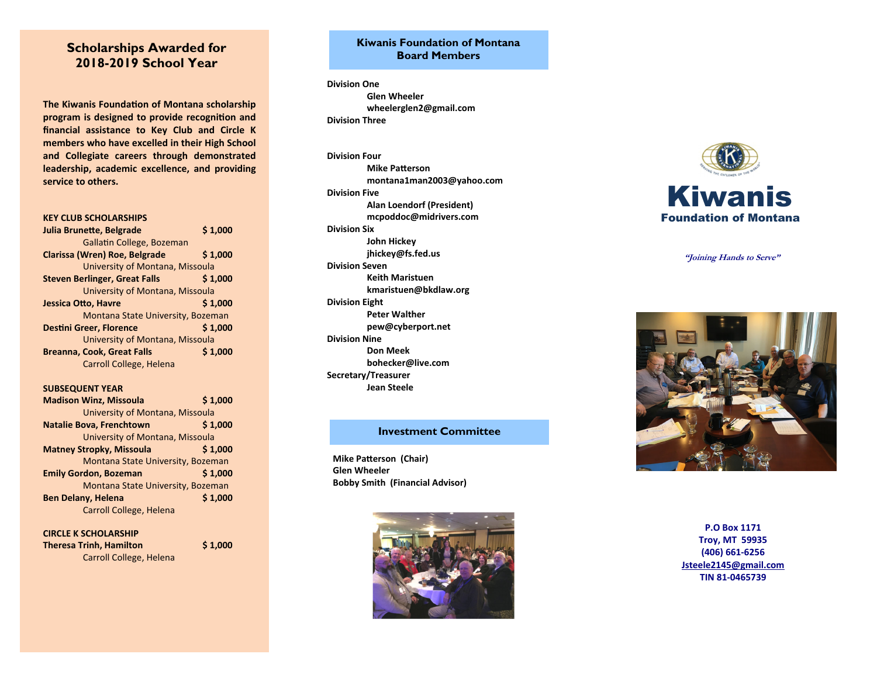## Scholarships Awarded for 2018-2019 School Year

**The Kiwanis Foundation of Montana scholarship program is designed to provide recognition and financial assistance to Key Club and Circle K members who have excelled in their High School and Collegiate careers through demonstrated leadership, academic excellence, and providing service to others.**

**KEY CLUB SCHOLARSHIPS**

| Name | Amount |
|---|---|
| **Julia Brunette, Belgrade** — Gallatin College, Bozeman | **$ 1,000** |
| **Clarissa (Wren) Roe, Belgrade** — University of Montana, Missoula | **$ 1,000** |
| **Steven Berlinger, Great Falls** — University of Montana, Missoula | **$ 1,000** |
| **Jessica Otto, Havre** — Montana State University, Bozeman | **$ 1,000** |
| **Destini Greer, Florence** — University of Montana, Missoula | **$ 1,000** |
| **Breanna, Cook, Great Falls** — Carroll College, Helena | **$ 1,000** |

**SUBSEQUENT YEAR**

| Name | Amount |
|---|---|
| **Madison Winz, Missoula** — University of Montana, Missoula | **$ 1,000** |
| **Natalie Bova, Frenchtown** — University of Montana, Missoula | **$ 1,000** |
| **Matney Stropky, Missoula** — Montana State University, Bozeman | **$ 1,000** |
| **Emily Gordon, Bozeman** — Montana State University, Bozeman | **$ 1,000** |
| **Ben Delany, Helena** — Carroll College, Helena | **$ 1,000** |

**CIRCLE K SCHOLARSHIP**

| Name | Amount |
|---|---|
| **Theresa Trinh, Hamilton** — Carroll College, Helena | **$ 1,000** |

## Kiwanis Foundation of Montana Board Members

**Division One**
- **Glen Wheeler**
- **wheelerglen2@gmail.com**

**Division Three**

**Division Four**
- **Mike Patterson**
- **montana1man2003@yahoo.com**

**Division Five**
- **Alan Loendorf (President)**
- **mcpoddoc@midrivers.com**

**Division Six**
- **John Hickey**
- **jhickey@fs.fed.us**

**Division Seven**
- **Keith Maristuen**
- **kmaristuen@bkdlaw.org**

**Division Eight**
- **Peter Walther**
- **pew@cyberport.net**

**Division Nine**
- **Don Meek**
- **bohecker@live.com**

**Secretary/Treasurer**
- **Jean Steele**

## Investment Committee

**Mike Patterson (Chair)**
**Glen Wheeler**
**Bobby Smith (Financial Advisor)**

# Kiwanis
## Foundation of Montana

*"Joining Hands to Serve"*

**P.O Box 1171**
**Troy, MT 59935**
**(406) 661-6256**
**Jsteele2145@gmail.com**
**TIN 81-0465739**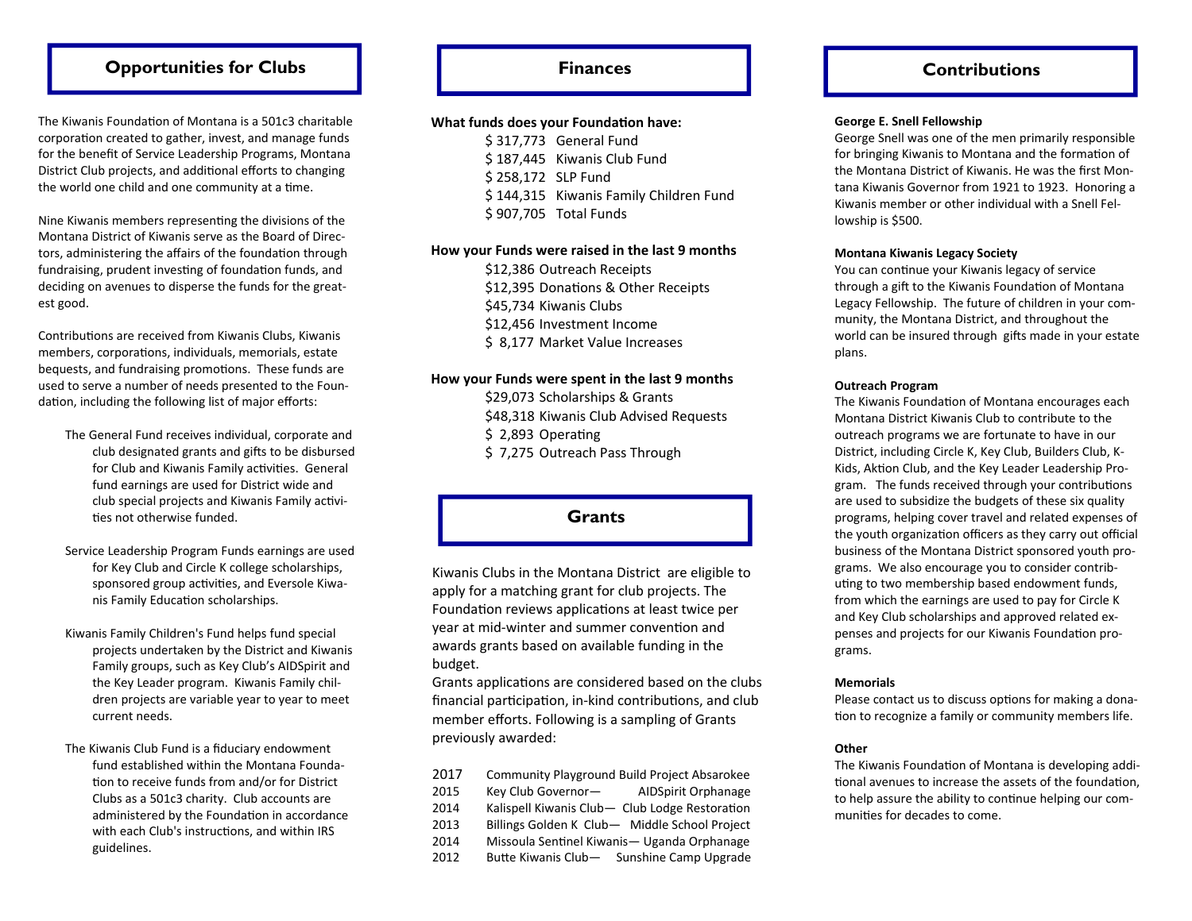## Opportunities for Clubs

The Kiwanis Foundation of Montana is a 501c3 charitable corporation created to gather, invest, and manage funds for the benefit of Service Leadership Programs, Montana District Club projects, and additional efforts to changing the world one child and one community at a time.

Nine Kiwanis members representing the divisions of the Montana District of Kiwanis serve as the Board of Directors, administering the affairs of the foundation through fundraising, prudent investing of foundation funds, and deciding on avenues to disperse the funds for the greatest good.

Contributions are received from Kiwanis Clubs, Kiwanis members, corporations, individuals, memorials, estate bequests, and fundraising promotions. These funds are used to serve a number of needs presented to the Foundation, including the following list of major efforts:

The General Fund receives individual, corporate and club designated grants and gifts to be disbursed for Club and Kiwanis Family activities. General fund earnings are used for District wide and club special projects and Kiwanis Family activities not otherwise funded.

Service Leadership Program Funds earnings are used for Key Club and Circle K college scholarships, sponsored group activities, and Eversole Kiwanis Family Education scholarships.

Kiwanis Family Children's Fund helps fund special projects undertaken by the District and Kiwanis Family groups, such as Key Club's AIDSpirit and the Key Leader program. Kiwanis Family children projects are variable year to year to meet current needs.

The Kiwanis Club Fund is a fiduciary endowment fund established within the Montana Foundation to receive funds from and/or for District Clubs as a 501c3 charity. Club accounts are administered by the Foundation in accordance with each Club's instructions, and within IRS guidelines.

## Finances

**What funds does your Foundation have:**

$ 317,773 General Fund
$ 187,445 Kiwanis Club Fund
$ 258,172 SLP Fund
$ 144,315 Kiwanis Family Children Fund
$ 907,705 Total Funds

**How your Funds were raised in the last 9 months**

$12,386 Outreach Receipts
$12,395 Donations & Other Receipts
$45,734 Kiwanis Clubs
$12,456 Investment Income
$ 8,177 Market Value Increases

**How your Funds were spent in the last 9 months**

$29,073 Scholarships & Grants
$48,318 Kiwanis Club Advised Requests
$ 2,893 Operating
$ 7,275 Outreach Pass Through

## Grants

Kiwanis Clubs in the Montana District are eligible to apply for a matching grant for club projects. The Foundation reviews applications at least twice per year at mid-winter and summer convention and awards grants based on available funding in the budget.

Grants applications are considered based on the clubs financial participation, in-kind contributions, and club member efforts. Following is a sampling of Grants previously awarded:

| | |
|---|---|
| 2017 | Community Playground Build Project Absarokee |
| 2015 | Key Club Governor— AIDSpirit Orphanage |
| 2014 | Kalispell Kiwanis Club— Club Lodge Restoration |
| 2013 | Billings Golden K Club— Middle School Project |
| 2014 | Missoula Sentinel Kiwanis— Uganda Orphanage |
| 2012 | Butte Kiwanis Club— Sunshine Camp Upgrade |

## Contributions

**George E. Snell Fellowship**

George Snell was one of the men primarily responsible for bringing Kiwanis to Montana and the formation of the Montana District of Kiwanis. He was the first Montana Kiwanis Governor from 1921 to 1923. Honoring a Kiwanis member or other individual with a Snell Fellowship is $500.

**Montana Kiwanis Legacy Society**

You can continue your Kiwanis legacy of service through a gift to the Kiwanis Foundation of Montana Legacy Fellowship. The future of children in your community, the Montana District, and throughout the world can be insured through gifts made in your estate plans.

**Outreach Program**

The Kiwanis Foundation of Montana encourages each Montana District Kiwanis Club to contribute to the outreach programs we are fortunate to have in our District, including Circle K, Key Club, Builders Club, K-Kids, Aktion Club, and the Key Leader Leadership Program. The funds received through your contributions are used to subsidize the budgets of these six quality programs, helping cover travel and related expenses of the youth organization officers as they carry out official business of the Montana District sponsored youth programs. We also encourage you to consider contributing to two membership based endowment funds, from which the earnings are used to pay for Circle K and Key Club scholarships and approved related expenses and projects for our Kiwanis Foundation programs.

**Memorials**

Please contact us to discuss options for making a donation to recognize a family or community members life.

**Other**

The Kiwanis Foundation of Montana is developing additional avenues to increase the assets of the foundation, to help assure the ability to continue helping our communities for decades to come.